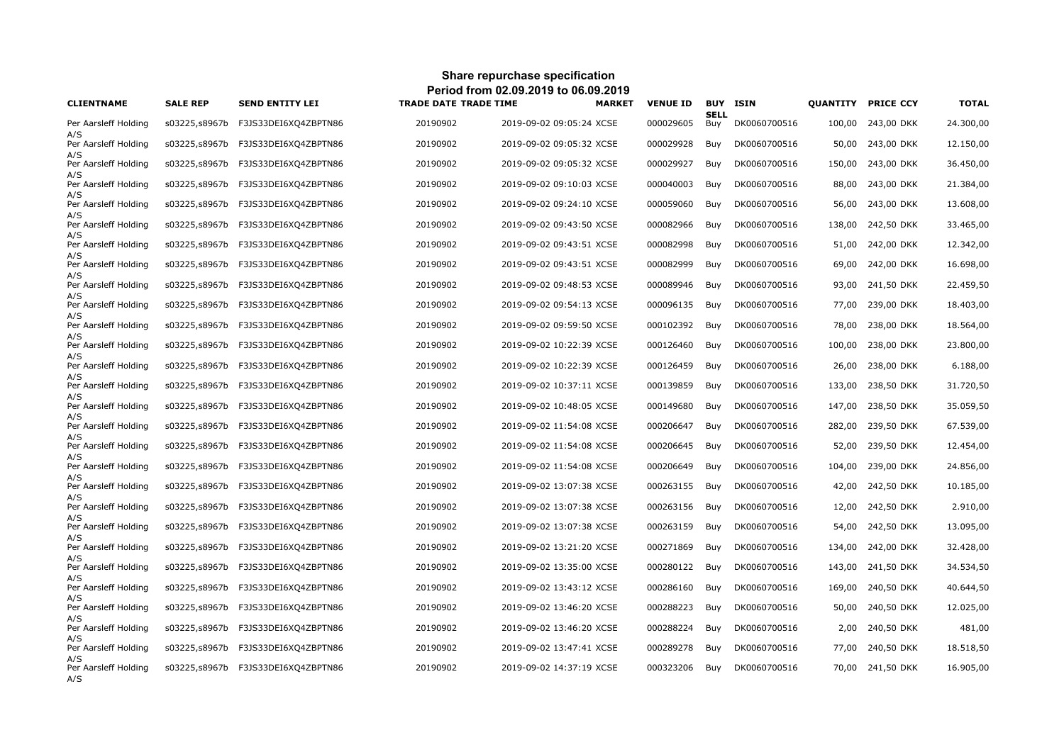## Share repurchase specification

### Period from 02.09.2019 to 06.09.2019

| CLIENTNAME | SALE REP | SEND ENTITY LEI | TRADE DATE | TRADE TIME | MARKET | VENUE ID | BUY SELL | ISIN | QUANTITY | PRICE | CCY | TOTAL |
|---|---|---|---|---|---|---|---|---|---|---|---|---|
| Per Aarsleff Holding A/S | s03225,s8967b | F3JS33DEI6XQ4ZBPTN86 | 20190902 | 2019-09-02 09:05:24 | XCSE | 000029605 | Buy | DK0060700516 | 100,00 | 243,00 | DKK | 24.300,00 |
| Per Aarsleff Holding A/S | s03225,s8967b | F3JS33DEI6XQ4ZBPTN86 | 20190902 | 2019-09-02 09:05:32 | XCSE | 000029928 | Buy | DK0060700516 | 50,00 | 243,00 | DKK | 12.150,00 |
| Per Aarsleff Holding A/S | s03225,s8967b | F3JS33DEI6XQ4ZBPTN86 | 20190902 | 2019-09-02 09:05:32 | XCSE | 000029927 | Buy | DK0060700516 | 150,00 | 243,00 | DKK | 36.450,00 |
| Per Aarsleff Holding A/S | s03225,s8967b | F3JS33DEI6XQ4ZBPTN86 | 20190902 | 2019-09-02 09:10:03 | XCSE | 000040003 | Buy | DK0060700516 | 88,00 | 243,00 | DKK | 21.384,00 |
| Per Aarsleff Holding A/S | s03225,s8967b | F3JS33DEI6XQ4ZBPTN86 | 20190902 | 2019-09-02 09:24:10 | XCSE | 000059060 | Buy | DK0060700516 | 56,00 | 243,00 | DKK | 13.608,00 |
| Per Aarsleff Holding A/S | s03225,s8967b | F3JS33DEI6XQ4ZBPTN86 | 20190902 | 2019-09-02 09:43:50 | XCSE | 000082966 | Buy | DK0060700516 | 138,00 | 242,50 | DKK | 33.465,00 |
| Per Aarsleff Holding A/S | s03225,s8967b | F3JS33DEI6XQ4ZBPTN86 | 20190902 | 2019-09-02 09:43:51 | XCSE | 000082998 | Buy | DK0060700516 | 51,00 | 242,00 | DKK | 12.342,00 |
| Per Aarsleff Holding A/S | s03225,s8967b | F3JS33DEI6XQ4ZBPTN86 | 20190902 | 2019-09-02 09:43:51 | XCSE | 000082999 | Buy | DK0060700516 | 69,00 | 242,00 | DKK | 16.698,00 |
| Per Aarsleff Holding A/S | s03225,s8967b | F3JS33DEI6XQ4ZBPTN86 | 20190902 | 2019-09-02 09:48:53 | XCSE | 000089946 | Buy | DK0060700516 | 93,00 | 241,50 | DKK | 22.459,50 |
| Per Aarsleff Holding A/S | s03225,s8967b | F3JS33DEI6XQ4ZBPTN86 | 20190902 | 2019-09-02 09:54:13 | XCSE | 000096135 | Buy | DK0060700516 | 77,00 | 239,00 | DKK | 18.403,00 |
| Per Aarsleff Holding A/S | s03225,s8967b | F3JS33DEI6XQ4ZBPTN86 | 20190902 | 2019-09-02 09:59:50 | XCSE | 000102392 | Buy | DK0060700516 | 78,00 | 238,00 | DKK | 18.564,00 |
| Per Aarsleff Holding A/S | s03225,s8967b | F3JS33DEI6XQ4ZBPTN86 | 20190902 | 2019-09-02 10:22:39 | XCSE | 000126460 | Buy | DK0060700516 | 100,00 | 238,00 | DKK | 23.800,00 |
| Per Aarsleff Holding A/S | s03225,s8967b | F3JS33DEI6XQ4ZBPTN86 | 20190902 | 2019-09-02 10:22:39 | XCSE | 000126459 | Buy | DK0060700516 | 26,00 | 238,00 | DKK | 6.188,00 |
| Per Aarsleff Holding A/S | s03225,s8967b | F3JS33DEI6XQ4ZBPTN86 | 20190902 | 2019-09-02 10:37:11 | XCSE | 000139859 | Buy | DK0060700516 | 133,00 | 238,50 | DKK | 31.720,50 |
| Per Aarsleff Holding A/S | s03225,s8967b | F3JS33DEI6XQ4ZBPTN86 | 20190902 | 2019-09-02 10:48:05 | XCSE | 000149680 | Buy | DK0060700516 | 147,00 | 238,50 | DKK | 35.059,50 |
| Per Aarsleff Holding A/S | s03225,s8967b | F3JS33DEI6XQ4ZBPTN86 | 20190902 | 2019-09-02 11:54:08 | XCSE | 000206647 | Buy | DK0060700516 | 282,00 | 239,50 | DKK | 67.539,00 |
| Per Aarsleff Holding A/S | s03225,s8967b | F3JS33DEI6XQ4ZBPTN86 | 20190902 | 2019-09-02 11:54:08 | XCSE | 000206645 | Buy | DK0060700516 | 52,00 | 239,50 | DKK | 12.454,00 |
| Per Aarsleff Holding A/S | s03225,s8967b | F3JS33DEI6XQ4ZBPTN86 | 20190902 | 2019-09-02 11:54:08 | XCSE | 000206649 | Buy | DK0060700516 | 104,00 | 239,00 | DKK | 24.856,00 |
| Per Aarsleff Holding A/S | s03225,s8967b | F3JS33DEI6XQ4ZBPTN86 | 20190902 | 2019-09-02 13:07:38 | XCSE | 000263155 | Buy | DK0060700516 | 42,00 | 242,50 | DKK | 10.185,00 |
| Per Aarsleff Holding A/S | s03225,s8967b | F3JS33DEI6XQ4ZBPTN86 | 20190902 | 2019-09-02 13:07:38 | XCSE | 000263156 | Buy | DK0060700516 | 12,00 | 242,50 | DKK | 2.910,00 |
| Per Aarsleff Holding A/S | s03225,s8967b | F3JS33DEI6XQ4ZBPTN86 | 20190902 | 2019-09-02 13:07:38 | XCSE | 000263159 | Buy | DK0060700516 | 54,00 | 242,50 | DKK | 13.095,00 |
| Per Aarsleff Holding A/S | s03225,s8967b | F3JS33DEI6XQ4ZBPTN86 | 20190902 | 2019-09-02 13:21:20 | XCSE | 000271869 | Buy | DK0060700516 | 134,00 | 242,00 | DKK | 32.428,00 |
| Per Aarsleff Holding A/S | s03225,s8967b | F3JS33DEI6XQ4ZBPTN86 | 20190902 | 2019-09-02 13:35:00 | XCSE | 000280122 | Buy | DK0060700516 | 143,00 | 241,50 | DKK | 34.534,50 |
| Per Aarsleff Holding A/S | s03225,s8967b | F3JS33DEI6XQ4ZBPTN86 | 20190902 | 2019-09-02 13:43:12 | XCSE | 000286160 | Buy | DK0060700516 | 169,00 | 240,50 | DKK | 40.644,50 |
| Per Aarsleff Holding A/S | s03225,s8967b | F3JS33DEI6XQ4ZBPTN86 | 20190902 | 2019-09-02 13:46:20 | XCSE | 000288223 | Buy | DK0060700516 | 50,00 | 240,50 | DKK | 12.025,00 |
| Per Aarsleff Holding A/S | s03225,s8967b | F3JS33DEI6XQ4ZBPTN86 | 20190902 | 2019-09-02 13:46:20 | XCSE | 000288224 | Buy | DK0060700516 | 2,00 | 240,50 | DKK | 481,00 |
| Per Aarsleff Holding A/S | s03225,s8967b | F3JS33DEI6XQ4ZBPTN86 | 20190902 | 2019-09-02 13:47:41 | XCSE | 000289278 | Buy | DK0060700516 | 77,00 | 240,50 | DKK | 18.518,50 |
| Per Aarsleff Holding A/S | s03225,s8967b | F3JS33DEI6XQ4ZBPTN86 | 20190902 | 2019-09-02 14:37:19 | XCSE | 000323206 | Buy | DK0060700516 | 70,00 | 241,50 | DKK | 16.905,00 |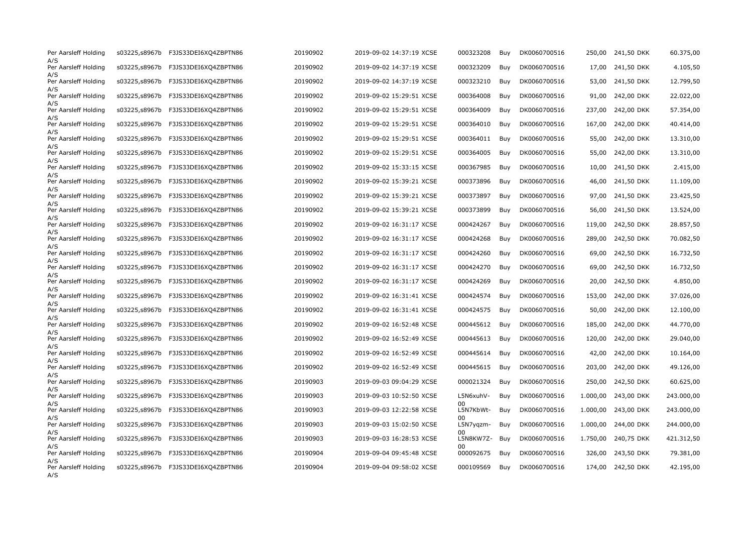| | | | | | | | | | | |
|---|---|---|---|---|---|---|---|---|---|---|
| Per Aarsleff Holding A/S | s03225,s8967b | F3JS33DEI6XQ4ZBPTN86 | 20190902 | 2019-09-02 14:37:19 XCSE | 000323208 | Buy | DK0060700516 | 250,00 | 241,50 DKK | 60.375,00 |
| Per Aarsleff Holding A/S | s03225,s8967b | F3JS33DEI6XQ4ZBPTN86 | 20190902 | 2019-09-02 14:37:19 XCSE | 000323209 | Buy | DK0060700516 | 17,00 | 241,50 DKK | 4.105,50 |
| Per Aarsleff Holding A/S | s03225,s8967b | F3JS33DEI6XQ4ZBPTN86 | 20190902 | 2019-09-02 14:37:19 XCSE | 000323210 | Buy | DK0060700516 | 53,00 | 241,50 DKK | 12.799,50 |
| Per Aarsleff Holding A/S | s03225,s8967b | F3JS33DEI6XQ4ZBPTN86 | 20190902 | 2019-09-02 15:29:51 XCSE | 000364008 | Buy | DK0060700516 | 91,00 | 242,00 DKK | 22.022,00 |
| Per Aarsleff Holding A/S | s03225,s8967b | F3JS33DEI6XQ4ZBPTN86 | 20190902 | 2019-09-02 15:29:51 XCSE | 000364009 | Buy | DK0060700516 | 237,00 | 242,00 DKK | 57.354,00 |
| Per Aarsleff Holding A/S | s03225,s8967b | F3JS33DEI6XQ4ZBPTN86 | 20190902 | 2019-09-02 15:29:51 XCSE | 000364010 | Buy | DK0060700516 | 167,00 | 242,00 DKK | 40.414,00 |
| Per Aarsleff Holding A/S | s03225,s8967b | F3JS33DEI6XQ4ZBPTN86 | 20190902 | 2019-09-02 15:29:51 XCSE | 000364011 | Buy | DK0060700516 | 55,00 | 242,00 DKK | 13.310,00 |
| Per Aarsleff Holding A/S | s03225,s8967b | F3JS33DEI6XQ4ZBPTN86 | 20190902 | 2019-09-02 15:29:51 XCSE | 000364005 | Buy | DK0060700516 | 55,00 | 242,00 DKK | 13.310,00 |
| Per Aarsleff Holding A/S | s03225,s8967b | F3JS33DEI6XQ4ZBPTN86 | 20190902 | 2019-09-02 15:33:15 XCSE | 000367985 | Buy | DK0060700516 | 10,00 | 241,50 DKK | 2.415,00 |
| Per Aarsleff Holding A/S | s03225,s8967b | F3JS33DEI6XQ4ZBPTN86 | 20190902 | 2019-09-02 15:39:21 XCSE | 000373896 | Buy | DK0060700516 | 46,00 | 241,50 DKK | 11.109,00 |
| Per Aarsleff Holding A/S | s03225,s8967b | F3JS33DEI6XQ4ZBPTN86 | 20190902 | 2019-09-02 15:39:21 XCSE | 000373897 | Buy | DK0060700516 | 97,00 | 241,50 DKK | 23.425,50 |
| Per Aarsleff Holding A/S | s03225,s8967b | F3JS33DEI6XQ4ZBPTN86 | 20190902 | 2019-09-02 15:39:21 XCSE | 000373899 | Buy | DK0060700516 | 56,00 | 241,50 DKK | 13.524,00 |
| Per Aarsleff Holding A/S | s03225,s8967b | F3JS33DEI6XQ4ZBPTN86 | 20190902 | 2019-09-02 16:31:17 XCSE | 000424267 | Buy | DK0060700516 | 119,00 | 242,50 DKK | 28.857,50 |
| Per Aarsleff Holding A/S | s03225,s8967b | F3JS33DEI6XQ4ZBPTN86 | 20190902 | 2019-09-02 16:31:17 XCSE | 000424268 | Buy | DK0060700516 | 289,00 | 242,50 DKK | 70.082,50 |
| Per Aarsleff Holding A/S | s03225,s8967b | F3JS33DEI6XQ4ZBPTN86 | 20190902 | 2019-09-02 16:31:17 XCSE | 000424260 | Buy | DK0060700516 | 69,00 | 242,50 DKK | 16.732,50 |
| Per Aarsleff Holding A/S | s03225,s8967b | F3JS33DEI6XQ4ZBPTN86 | 20190902 | 2019-09-02 16:31:17 XCSE | 000424270 | Buy | DK0060700516 | 69,00 | 242,50 DKK | 16.732,50 |
| Per Aarsleff Holding A/S | s03225,s8967b | F3JS33DEI6XQ4ZBPTN86 | 20190902 | 2019-09-02 16:31:17 XCSE | 000424269 | Buy | DK0060700516 | 20,00 | 242,50 DKK | 4.850,00 |
| Per Aarsleff Holding A/S | s03225,s8967b | F3JS33DEI6XQ4ZBPTN86 | 20190902 | 2019-09-02 16:31:41 XCSE | 000424574 | Buy | DK0060700516 | 153,00 | 242,00 DKK | 37.026,00 |
| Per Aarsleff Holding A/S | s03225,s8967b | F3JS33DEI6XQ4ZBPTN86 | 20190902 | 2019-09-02 16:31:41 XCSE | 000424575 | Buy | DK0060700516 | 50,00 | 242,00 DKK | 12.100,00 |
| Per Aarsleff Holding A/S | s03225,s8967b | F3JS33DEI6XQ4ZBPTN86 | 20190902 | 2019-09-02 16:52:48 XCSE | 000445612 | Buy | DK0060700516 | 185,00 | 242,00 DKK | 44.770,00 |
| Per Aarsleff Holding A/S | s03225,s8967b | F3JS33DEI6XQ4ZBPTN86 | 20190902 | 2019-09-02 16:52:49 XCSE | 000445613 | Buy | DK0060700516 | 120,00 | 242,00 DKK | 29.040,00 |
| Per Aarsleff Holding A/S | s03225,s8967b | F3JS33DEI6XQ4ZBPTN86 | 20190902 | 2019-09-02 16:52:49 XCSE | 000445614 | Buy | DK0060700516 | 42,00 | 242,00 DKK | 10.164,00 |
| Per Aarsleff Holding A/S | s03225,s8967b | F3JS33DEI6XQ4ZBPTN86 | 20190902 | 2019-09-02 16:52:49 XCSE | 000445615 | Buy | DK0060700516 | 203,00 | 242,00 DKK | 49.126,00 |
| Per Aarsleff Holding A/S | s03225,s8967b | F3JS33DEI6XQ4ZBPTN86 | 20190903 | 2019-09-03 09:04:29 XCSE | 000021324 | Buy | DK0060700516 | 250,00 | 242,50 DKK | 60.625,00 |
| Per Aarsleff Holding A/S | s03225,s8967b | F3JS33DEI6XQ4ZBPTN86 | 20190903 | 2019-09-03 10:52:50 XCSE | L5N6xuhV-00 | Buy | DK0060700516 | 1.000,00 | 243,00 DKK | 243.000,00 |
| Per Aarsleff Holding A/S | s03225,s8967b | F3JS33DEI6XQ4ZBPTN86 | 20190903 | 2019-09-03 12:22:58 XCSE | L5N7KbWt-00 | Buy | DK0060700516 | 1.000,00 | 243,00 DKK | 243.000,00 |
| Per Aarsleff Holding A/S | s03225,s8967b | F3JS33DEI6XQ4ZBPTN86 | 20190903 | 2019-09-03 15:02:50 XCSE | L5N7yqzm-00 | Buy | DK0060700516 | 1.000,00 | 244,00 DKK | 244.000,00 |
| Per Aarsleff Holding A/S | s03225,s8967b | F3JS33DEI6XQ4ZBPTN86 | 20190903 | 2019-09-03 16:28:53 XCSE | L5N8KW7Z-00 | Buy | DK0060700516 | 1.750,00 | 240,75 DKK | 421.312,50 |
| Per Aarsleff Holding A/S | s03225,s8967b | F3JS33DEI6XQ4ZBPTN86 | 20190904 | 2019-09-04 09:45:48 XCSE | 000092675 | Buy | DK0060700516 | 326,00 | 243,50 DKK | 79.381,00 |
| Per Aarsleff Holding A/S | s03225,s8967b | F3JS33DEI6XQ4ZBPTN86 | 20190904 | 2019-09-04 09:58:02 XCSE | 000109569 | Buy | DK0060700516 | 174,00 | 242,50 DKK | 42.195,00 |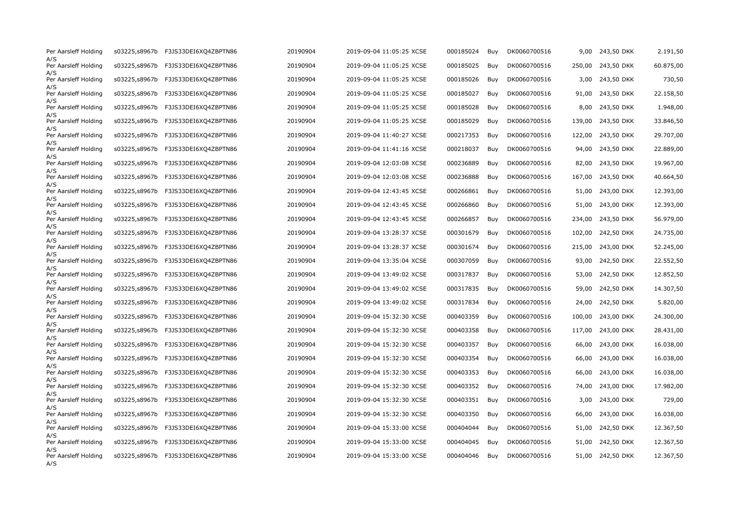| | | | | | | | | | | |
|---|---|---|---|---|---|---|---|---|---|---|
| Per Aarsleff Holding A/S | s03225,s8967b | F3JS33DEI6XQ4ZBPTN86 | 20190904 | 2019-09-04 11:05:25 XCSE | 000185024 | Buy | DK0060700516 | 9,00 | 243,50 DKK | 2.191,50 |
| Per Aarsleff Holding A/S | s03225,s8967b | F3JS33DEI6XQ4ZBPTN86 | 20190904 | 2019-09-04 11:05:25 XCSE | 000185025 | Buy | DK0060700516 | 250,00 | 243,50 DKK | 60.875,00 |
| Per Aarsleff Holding A/S | s03225,s8967b | F3JS33DEI6XQ4ZBPTN86 | 20190904 | 2019-09-04 11:05:25 XCSE | 000185026 | Buy | DK0060700516 | 3,00 | 243,50 DKK | 730,50 |
| Per Aarsleff Holding A/S | s03225,s8967b | F3JS33DEI6XQ4ZBPTN86 | 20190904 | 2019-09-04 11:05:25 XCSE | 000185027 | Buy | DK0060700516 | 91,00 | 243,50 DKK | 22.158,50 |
| Per Aarsleff Holding A/S | s03225,s8967b | F3JS33DEI6XQ4ZBPTN86 | 20190904 | 2019-09-04 11:05:25 XCSE | 000185028 | Buy | DK0060700516 | 8,00 | 243,50 DKK | 1.948,00 |
| Per Aarsleff Holding A/S | s03225,s8967b | F3JS33DEI6XQ4ZBPTN86 | 20190904 | 2019-09-04 11:05:25 XCSE | 000185029 | Buy | DK0060700516 | 139,00 | 243,50 DKK | 33.846,50 |
| Per Aarsleff Holding A/S | s03225,s8967b | F3JS33DEI6XQ4ZBPTN86 | 20190904 | 2019-09-04 11:40:27 XCSE | 000217353 | Buy | DK0060700516 | 122,00 | 243,50 DKK | 29.707,00 |
| Per Aarsleff Holding A/S | s03225,s8967b | F3JS33DEI6XQ4ZBPTN86 | 20190904 | 2019-09-04 11:41:16 XCSE | 000218037 | Buy | DK0060700516 | 94,00 | 243,50 DKK | 22.889,00 |
| Per Aarsleff Holding A/S | s03225,s8967b | F3JS33DEI6XQ4ZBPTN86 | 20190904 | 2019-09-04 12:03:08 XCSE | 000236889 | Buy | DK0060700516 | 82,00 | 243,50 DKK | 19.967,00 |
| Per Aarsleff Holding A/S | s03225,s8967b | F3JS33DEI6XQ4ZBPTN86 | 20190904 | 2019-09-04 12:03:08 XCSE | 000236888 | Buy | DK0060700516 | 167,00 | 243,50 DKK | 40.664,50 |
| Per Aarsleff Holding A/S | s03225,s8967b | F3JS33DEI6XQ4ZBPTN86 | 20190904 | 2019-09-04 12:43:45 XCSE | 000266861 | Buy | DK0060700516 | 51,00 | 243,00 DKK | 12.393,00 |
| Per Aarsleff Holding A/S | s03225,s8967b | F3JS33DEI6XQ4ZBPTN86 | 20190904 | 2019-09-04 12:43:45 XCSE | 000266860 | Buy | DK0060700516 | 51,00 | 243,00 DKK | 12.393,00 |
| Per Aarsleff Holding A/S | s03225,s8967b | F3JS33DEI6XQ4ZBPTN86 | 20190904 | 2019-09-04 12:43:45 XCSE | 000266857 | Buy | DK0060700516 | 234,00 | 243,50 DKK | 56.979,00 |
| Per Aarsleff Holding A/S | s03225,s8967b | F3JS33DEI6XQ4ZBPTN86 | 20190904 | 2019-09-04 13:28:37 XCSE | 000301679 | Buy | DK0060700516 | 102,00 | 242,50 DKK | 24.735,00 |
| Per Aarsleff Holding A/S | s03225,s8967b | F3JS33DEI6XQ4ZBPTN86 | 20190904 | 2019-09-04 13:28:37 XCSE | 000301674 | Buy | DK0060700516 | 215,00 | 243,00 DKK | 52.245,00 |
| Per Aarsleff Holding A/S | s03225,s8967b | F3JS33DEI6XQ4ZBPTN86 | 20190904 | 2019-09-04 13:35:04 XCSE | 000307059 | Buy | DK0060700516 | 93,00 | 242,50 DKK | 22.552,50 |
| Per Aarsleff Holding A/S | s03225,s8967b | F3JS33DEI6XQ4ZBPTN86 | 20190904 | 2019-09-04 13:49:02 XCSE | 000317837 | Buy | DK0060700516 | 53,00 | 242,50 DKK | 12.852,50 |
| Per Aarsleff Holding A/S | s03225,s8967b | F3JS33DEI6XQ4ZBPTN86 | 20190904 | 2019-09-04 13:49:02 XCSE | 000317835 | Buy | DK0060700516 | 59,00 | 242,50 DKK | 14.307,50 |
| Per Aarsleff Holding A/S | s03225,s8967b | F3JS33DEI6XQ4ZBPTN86 | 20190904 | 2019-09-04 13:49:02 XCSE | 000317834 | Buy | DK0060700516 | 24,00 | 242,50 DKK | 5.820,00 |
| Per Aarsleff Holding A/S | s03225,s8967b | F3JS33DEI6XQ4ZBPTN86 | 20190904 | 2019-09-04 15:32:30 XCSE | 000403359 | Buy | DK0060700516 | 100,00 | 243,00 DKK | 24.300,00 |
| Per Aarsleff Holding A/S | s03225,s8967b | F3JS33DEI6XQ4ZBPTN86 | 20190904 | 2019-09-04 15:32:30 XCSE | 000403358 | Buy | DK0060700516 | 117,00 | 243,00 DKK | 28.431,00 |
| Per Aarsleff Holding A/S | s03225,s8967b | F3JS33DEI6XQ4ZBPTN86 | 20190904 | 2019-09-04 15:32:30 XCSE | 000403357 | Buy | DK0060700516 | 66,00 | 243,00 DKK | 16.038,00 |
| Per Aarsleff Holding A/S | s03225,s8967b | F3JS33DEI6XQ4ZBPTN86 | 20190904 | 2019-09-04 15:32:30 XCSE | 000403354 | Buy | DK0060700516 | 66,00 | 243,00 DKK | 16.038,00 |
| Per Aarsleff Holding A/S | s03225,s8967b | F3JS33DEI6XQ4ZBPTN86 | 20190904 | 2019-09-04 15:32:30 XCSE | 000403353 | Buy | DK0060700516 | 66,00 | 243,00 DKK | 16.038,00 |
| Per Aarsleff Holding A/S | s03225,s8967b | F3JS33DEI6XQ4ZBPTN86 | 20190904 | 2019-09-04 15:32:30 XCSE | 000403352 | Buy | DK0060700516 | 74,00 | 243,00 DKK | 17.982,00 |
| Per Aarsleff Holding A/S | s03225,s8967b | F3JS33DEI6XQ4ZBPTN86 | 20190904 | 2019-09-04 15:32:30 XCSE | 000403351 | Buy | DK0060700516 | 3,00 | 243,00 DKK | 729,00 |
| Per Aarsleff Holding A/S | s03225,s8967b | F3JS33DEI6XQ4ZBPTN86 | 20190904 | 2019-09-04 15:32:30 XCSE | 000403350 | Buy | DK0060700516 | 66,00 | 243,00 DKK | 16.038,00 |
| Per Aarsleff Holding A/S | s03225,s8967b | F3JS33DEI6XQ4ZBPTN86 | 20190904 | 2019-09-04 15:33:00 XCSE | 000404044 | Buy | DK0060700516 | 51,00 | 242,50 DKK | 12.367,50 |
| Per Aarsleff Holding A/S | s03225,s8967b | F3JS33DEI6XQ4ZBPTN86 | 20190904 | 2019-09-04 15:33:00 XCSE | 000404045 | Buy | DK0060700516 | 51,00 | 242,50 DKK | 12.367,50 |
| Per Aarsleff Holding A/S | s03225,s8967b | F3JS33DEI6XQ4ZBPTN86 | 20190904 | 2019-09-04 15:33:00 XCSE | 000404046 | Buy | DK0060700516 | 51,00 | 242,50 DKK | 12.367,50 |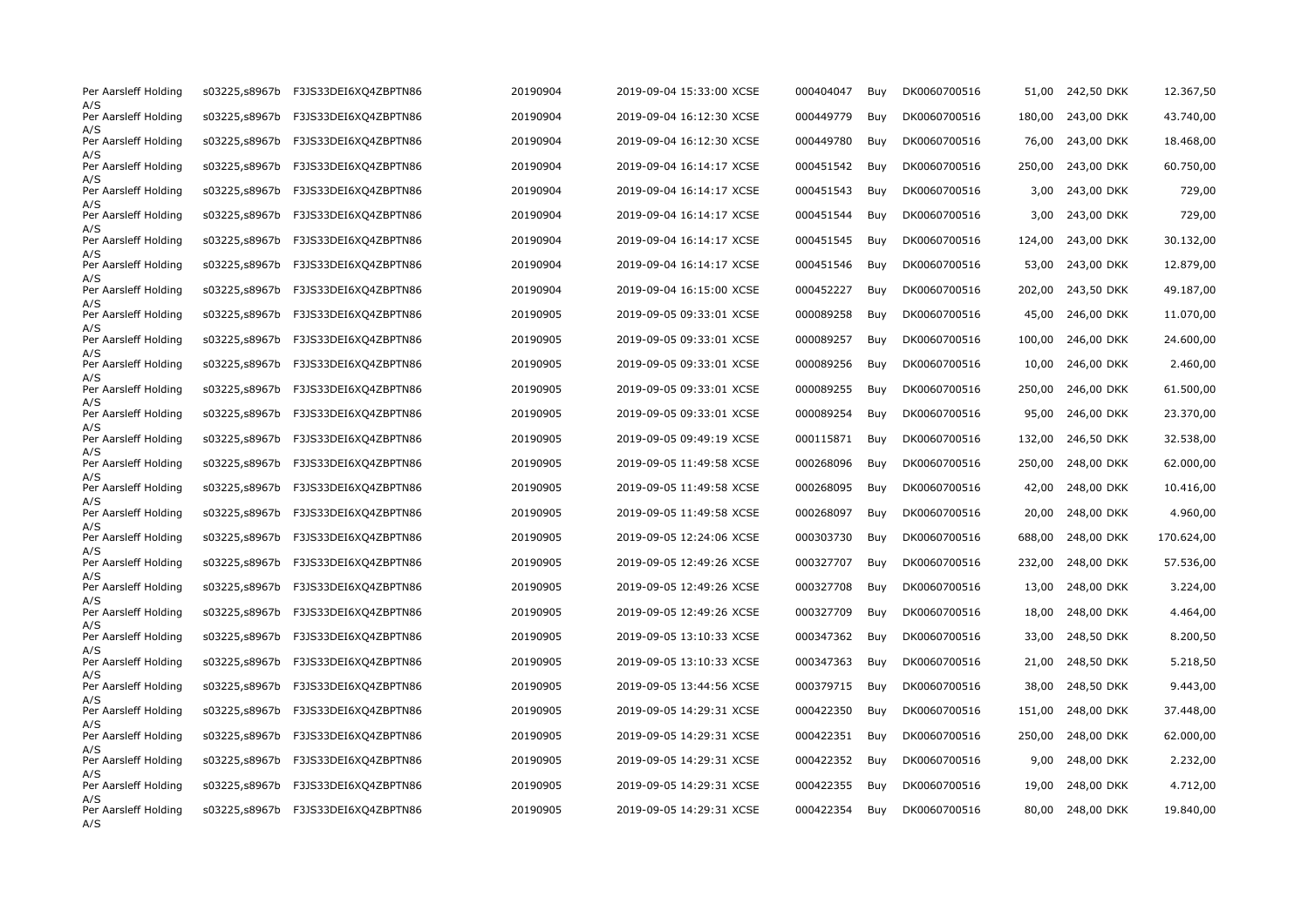| | | | | | | | | | | |
|---|---|---|---|---|---|---|---|---|---|---|
| Per Aarsleff Holding A/S | s03225,s8967b | F3JS33DEI6XQ4ZBPTN86 | 20190904 | 2019-09-04 15:33:00 XCSE | 000404047 | Buy | DK0060700516 | 51,00 | 242,50 DKK | 12.367,50 |
| Per Aarsleff Holding A/S | s03225,s8967b | F3JS33DEI6XQ4ZBPTN86 | 20190904 | 2019-09-04 16:12:30 XCSE | 000449779 | Buy | DK0060700516 | 180,00 | 243,00 DKK | 43.740,00 |
| Per Aarsleff Holding A/S | s03225,s8967b | F3JS33DEI6XQ4ZBPTN86 | 20190904 | 2019-09-04 16:12:30 XCSE | 000449780 | Buy | DK0060700516 | 76,00 | 243,00 DKK | 18.468,00 |
| Per Aarsleff Holding A/S | s03225,s8967b | F3JS33DEI6XQ4ZBPTN86 | 20190904 | 2019-09-04 16:14:17 XCSE | 000451542 | Buy | DK0060700516 | 250,00 | 243,00 DKK | 60.750,00 |
| Per Aarsleff Holding A/S | s03225,s8967b | F3JS33DEI6XQ4ZBPTN86 | 20190904 | 2019-09-04 16:14:17 XCSE | 000451543 | Buy | DK0060700516 | 3,00 | 243,00 DKK | 729,00 |
| Per Aarsleff Holding A/S | s03225,s8967b | F3JS33DEI6XQ4ZBPTN86 | 20190904 | 2019-09-04 16:14:17 XCSE | 000451544 | Buy | DK0060700516 | 3,00 | 243,00 DKK | 729,00 |
| Per Aarsleff Holding A/S | s03225,s8967b | F3JS33DEI6XQ4ZBPTN86 | 20190904 | 2019-09-04 16:14:17 XCSE | 000451545 | Buy | DK0060700516 | 124,00 | 243,00 DKK | 30.132,00 |
| Per Aarsleff Holding A/S | s03225,s8967b | F3JS33DEI6XQ4ZBPTN86 | 20190904 | 2019-09-04 16:14:17 XCSE | 000451546 | Buy | DK0060700516 | 53,00 | 243,00 DKK | 12.879,00 |
| Per Aarsleff Holding A/S | s03225,s8967b | F3JS33DEI6XQ4ZBPTN86 | 20190904 | 2019-09-04 16:15:00 XCSE | 000452227 | Buy | DK0060700516 | 202,00 | 243,50 DKK | 49.187,00 |
| Per Aarsleff Holding A/S | s03225,s8967b | F3JS33DEI6XQ4ZBPTN86 | 20190905 | 2019-09-05 09:33:01 XCSE | 000089258 | Buy | DK0060700516 | 45,00 | 246,00 DKK | 11.070,00 |
| Per Aarsleff Holding A/S | s03225,s8967b | F3JS33DEI6XQ4ZBPTN86 | 20190905 | 2019-09-05 09:33:01 XCSE | 000089257 | Buy | DK0060700516 | 100,00 | 246,00 DKK | 24.600,00 |
| Per Aarsleff Holding A/S | s03225,s8967b | F3JS33DEI6XQ4ZBPTN86 | 20190905 | 2019-09-05 09:33:01 XCSE | 000089256 | Buy | DK0060700516 | 10,00 | 246,00 DKK | 2.460,00 |
| Per Aarsleff Holding A/S | s03225,s8967b | F3JS33DEI6XQ4ZBPTN86 | 20190905 | 2019-09-05 09:33:01 XCSE | 000089255 | Buy | DK0060700516 | 250,00 | 246,00 DKK | 61.500,00 |
| Per Aarsleff Holding A/S | s03225,s8967b | F3JS33DEI6XQ4ZBPTN86 | 20190905 | 2019-09-05 09:33:01 XCSE | 000089254 | Buy | DK0060700516 | 95,00 | 246,00 DKK | 23.370,00 |
| Per Aarsleff Holding A/S | s03225,s8967b | F3JS33DEI6XQ4ZBPTN86 | 20190905 | 2019-09-05 09:49:19 XCSE | 000115871 | Buy | DK0060700516 | 132,00 | 246,50 DKK | 32.538,00 |
| Per Aarsleff Holding A/S | s03225,s8967b | F3JS33DEI6XQ4ZBPTN86 | 20190905 | 2019-09-05 11:49:58 XCSE | 000268096 | Buy | DK0060700516 | 250,00 | 248,00 DKK | 62.000,00 |
| Per Aarsleff Holding A/S | s03225,s8967b | F3JS33DEI6XQ4ZBPTN86 | 20190905 | 2019-09-05 11:49:58 XCSE | 000268095 | Buy | DK0060700516 | 42,00 | 248,00 DKK | 10.416,00 |
| Per Aarsleff Holding A/S | s03225,s8967b | F3JS33DEI6XQ4ZBPTN86 | 20190905 | 2019-09-05 11:49:58 XCSE | 000268097 | Buy | DK0060700516 | 20,00 | 248,00 DKK | 4.960,00 |
| Per Aarsleff Holding A/S | s03225,s8967b | F3JS33DEI6XQ4ZBPTN86 | 20190905 | 2019-09-05 12:24:06 XCSE | 000303730 | Buy | DK0060700516 | 688,00 | 248,00 DKK | 170.624,00 |
| Per Aarsleff Holding A/S | s03225,s8967b | F3JS33DEI6XQ4ZBPTN86 | 20190905 | 2019-09-05 12:49:26 XCSE | 000327707 | Buy | DK0060700516 | 232,00 | 248,00 DKK | 57.536,00 |
| Per Aarsleff Holding A/S | s03225,s8967b | F3JS33DEI6XQ4ZBPTN86 | 20190905 | 2019-09-05 12:49:26 XCSE | 000327708 | Buy | DK0060700516 | 13,00 | 248,00 DKK | 3.224,00 |
| Per Aarsleff Holding A/S | s03225,s8967b | F3JS33DEI6XQ4ZBPTN86 | 20190905 | 2019-09-05 12:49:26 XCSE | 000327709 | Buy | DK0060700516 | 18,00 | 248,00 DKK | 4.464,00 |
| Per Aarsleff Holding A/S | s03225,s8967b | F3JS33DEI6XQ4ZBPTN86 | 20190905 | 2019-09-05 13:10:33 XCSE | 000347362 | Buy | DK0060700516 | 33,00 | 248,50 DKK | 8.200,50 |
| Per Aarsleff Holding A/S | s03225,s8967b | F3JS33DEI6XQ4ZBPTN86 | 20190905 | 2019-09-05 13:10:33 XCSE | 000347363 | Buy | DK0060700516 | 21,00 | 248,50 DKK | 5.218,50 |
| Per Aarsleff Holding A/S | s03225,s8967b | F3JS33DEI6XQ4ZBPTN86 | 20190905 | 2019-09-05 13:44:56 XCSE | 000379715 | Buy | DK0060700516 | 38,00 | 248,50 DKK | 9.443,00 |
| Per Aarsleff Holding A/S | s03225,s8967b | F3JS33DEI6XQ4ZBPTN86 | 20190905 | 2019-09-05 14:29:31 XCSE | 000422350 | Buy | DK0060700516 | 151,00 | 248,00 DKK | 37.448,00 |
| Per Aarsleff Holding A/S | s03225,s8967b | F3JS33DEI6XQ4ZBPTN86 | 20190905 | 2019-09-05 14:29:31 XCSE | 000422351 | Buy | DK0060700516 | 250,00 | 248,00 DKK | 62.000,00 |
| Per Aarsleff Holding A/S | s03225,s8967b | F3JS33DEI6XQ4ZBPTN86 | 20190905 | 2019-09-05 14:29:31 XCSE | 000422352 | Buy | DK0060700516 | 9,00 | 248,00 DKK | 2.232,00 |
| Per Aarsleff Holding A/S | s03225,s8967b | F3JS33DEI6XQ4ZBPTN86 | 20190905 | 2019-09-05 14:29:31 XCSE | 000422355 | Buy | DK0060700516 | 19,00 | 248,00 DKK | 4.712,00 |
| Per Aarsleff Holding A/S | s03225,s8967b | F3JS33DEI6XQ4ZBPTN86 | 20190905 | 2019-09-05 14:29:31 XCSE | 000422354 | Buy | DK0060700516 | 80,00 | 248,00 DKK | 19.840,00 |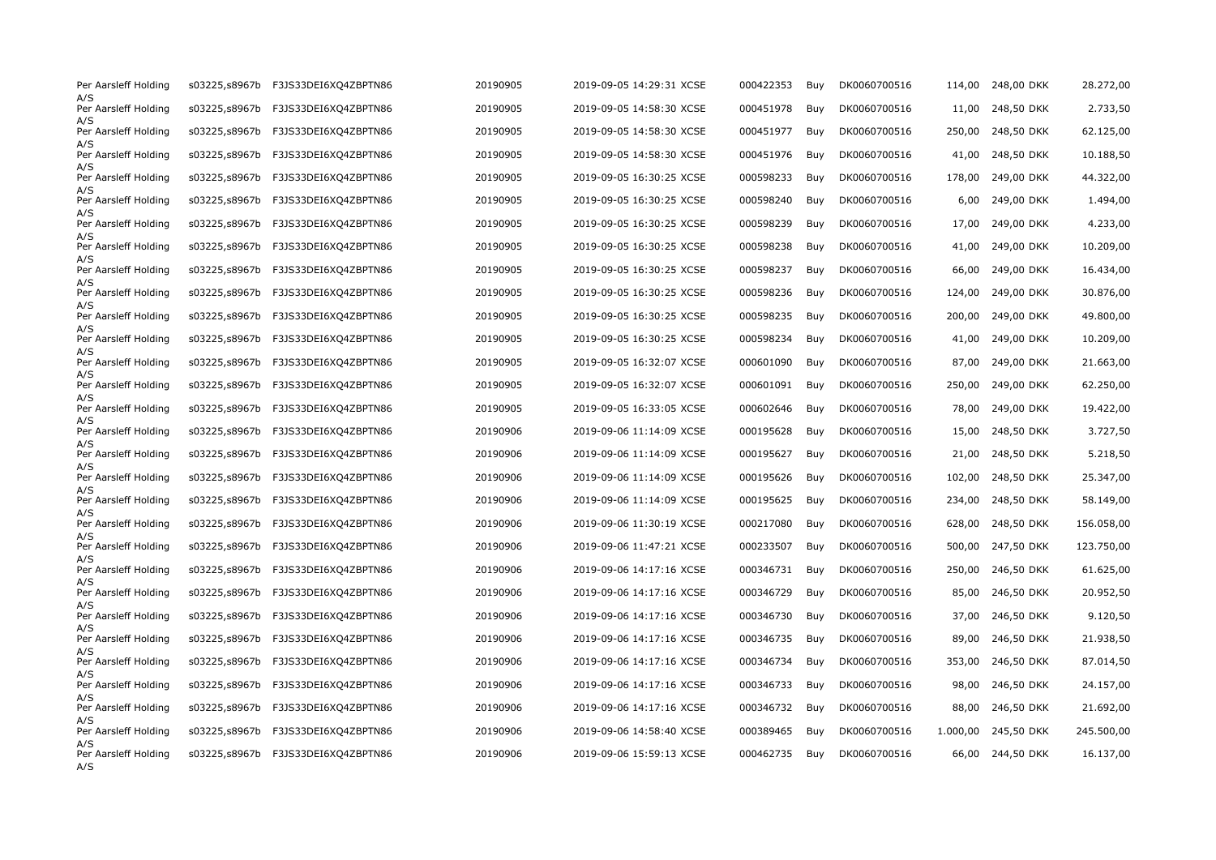| | | | | | | | | | | | |
|---|---|---|---|---|---|---|---|---|---|---|---|
| Per Aarsleff Holding A/S | s03225,s8967b | F3JS33DEI6XQ4ZBPTN86 | 20190905 | 2019-09-05 14:29:31 XCSE | 000422353 | Buy | DK0060700516 | 114,00 | 248,00 DKK | 28.272,00 |
| Per Aarsleff Holding A/S | s03225,s8967b | F3JS33DEI6XQ4ZBPTN86 | 20190905 | 2019-09-05 14:58:30 XCSE | 000451978 | Buy | DK0060700516 | 11,00 | 248,50 DKK | 2.733,50 |
| Per Aarsleff Holding A/S | s03225,s8967b | F3JS33DEI6XQ4ZBPTN86 | 20190905 | 2019-09-05 14:58:30 XCSE | 000451977 | Buy | DK0060700516 | 250,00 | 248,50 DKK | 62.125,00 |
| Per Aarsleff Holding A/S | s03225,s8967b | F3JS33DEI6XQ4ZBPTN86 | 20190905 | 2019-09-05 14:58:30 XCSE | 000451976 | Buy | DK0060700516 | 41,00 | 248,50 DKK | 10.188,50 |
| Per Aarsleff Holding A/S | s03225,s8967b | F3JS33DEI6XQ4ZBPTN86 | 20190905 | 2019-09-05 16:30:25 XCSE | 000598233 | Buy | DK0060700516 | 178,00 | 249,00 DKK | 44.322,00 |
| Per Aarsleff Holding A/S | s03225,s8967b | F3JS33DEI6XQ4ZBPTN86 | 20190905 | 2019-09-05 16:30:25 XCSE | 000598240 | Buy | DK0060700516 | 6,00 | 249,00 DKK | 1.494,00 |
| Per Aarsleff Holding A/S | s03225,s8967b | F3JS33DEI6XQ4ZBPTN86 | 20190905 | 2019-09-05 16:30:25 XCSE | 000598239 | Buy | DK0060700516 | 17,00 | 249,00 DKK | 4.233,00 |
| Per Aarsleff Holding A/S | s03225,s8967b | F3JS33DEI6XQ4ZBPTN86 | 20190905 | 2019-09-05 16:30:25 XCSE | 000598238 | Buy | DK0060700516 | 41,00 | 249,00 DKK | 10.209,00 |
| Per Aarsleff Holding A/S | s03225,s8967b | F3JS33DEI6XQ4ZBPTN86 | 20190905 | 2019-09-05 16:30:25 XCSE | 000598237 | Buy | DK0060700516 | 66,00 | 249,00 DKK | 16.434,00 |
| Per Aarsleff Holding A/S | s03225,s8967b | F3JS33DEI6XQ4ZBPTN86 | 20190905 | 2019-09-05 16:30:25 XCSE | 000598236 | Buy | DK0060700516 | 124,00 | 249,00 DKK | 30.876,00 |
| Per Aarsleff Holding A/S | s03225,s8967b | F3JS33DEI6XQ4ZBPTN86 | 20190905 | 2019-09-05 16:30:25 XCSE | 000598235 | Buy | DK0060700516 | 200,00 | 249,00 DKK | 49.800,00 |
| Per Aarsleff Holding A/S | s03225,s8967b | F3JS33DEI6XQ4ZBPTN86 | 20190905 | 2019-09-05 16:30:25 XCSE | 000598234 | Buy | DK0060700516 | 41,00 | 249,00 DKK | 10.209,00 |
| Per Aarsleff Holding A/S | s03225,s8967b | F3JS33DEI6XQ4ZBPTN86 | 20190905 | 2019-09-05 16:32:07 XCSE | 000601090 | Buy | DK0060700516 | 87,00 | 249,00 DKK | 21.663,00 |
| Per Aarsleff Holding A/S | s03225,s8967b | F3JS33DEI6XQ4ZBPTN86 | 20190905 | 2019-09-05 16:32:07 XCSE | 000601091 | Buy | DK0060700516 | 250,00 | 249,00 DKK | 62.250,00 |
| Per Aarsleff Holding A/S | s03225,s8967b | F3JS33DEI6XQ4ZBPTN86 | 20190905 | 2019-09-05 16:33:05 XCSE | 000602646 | Buy | DK0060700516 | 78,00 | 249,00 DKK | 19.422,00 |
| Per Aarsleff Holding A/S | s03225,s8967b | F3JS33DEI6XQ4ZBPTN86 | 20190906 | 2019-09-06 11:14:09 XCSE | 000195628 | Buy | DK0060700516 | 15,00 | 248,50 DKK | 3.727,50 |
| Per Aarsleff Holding A/S | s03225,s8967b | F3JS33DEI6XQ4ZBPTN86 | 20190906 | 2019-09-06 11:14:09 XCSE | 000195627 | Buy | DK0060700516 | 21,00 | 248,50 DKK | 5.218,50 |
| Per Aarsleff Holding A/S | s03225,s8967b | F3JS33DEI6XQ4ZBPTN86 | 20190906 | 2019-09-06 11:14:09 XCSE | 000195626 | Buy | DK0060700516 | 102,00 | 248,50 DKK | 25.347,00 |
| Per Aarsleff Holding A/S | s03225,s8967b | F3JS33DEI6XQ4ZBPTN86 | 20190906 | 2019-09-06 11:14:09 XCSE | 000195625 | Buy | DK0060700516 | 234,00 | 248,50 DKK | 58.149,00 |
| Per Aarsleff Holding A/S | s03225,s8967b | F3JS33DEI6XQ4ZBPTN86 | 20190906 | 2019-09-06 11:30:19 XCSE | 000217080 | Buy | DK0060700516 | 628,00 | 248,50 DKK | 156.058,00 |
| Per Aarsleff Holding A/S | s03225,s8967b | F3JS33DEI6XQ4ZBPTN86 | 20190906 | 2019-09-06 11:47:21 XCSE | 000233507 | Buy | DK0060700516 | 500,00 | 247,50 DKK | 123.750,00 |
| Per Aarsleff Holding A/S | s03225,s8967b | F3JS33DEI6XQ4ZBPTN86 | 20190906 | 2019-09-06 14:17:16 XCSE | 000346731 | Buy | DK0060700516 | 250,00 | 246,50 DKK | 61.625,00 |
| Per Aarsleff Holding A/S | s03225,s8967b | F3JS33DEI6XQ4ZBPTN86 | 20190906 | 2019-09-06 14:17:16 XCSE | 000346729 | Buy | DK0060700516 | 85,00 | 246,50 DKK | 20.952,50 |
| Per Aarsleff Holding A/S | s03225,s8967b | F3JS33DEI6XQ4ZBPTN86 | 20190906 | 2019-09-06 14:17:16 XCSE | 000346730 | Buy | DK0060700516 | 37,00 | 246,50 DKK | 9.120,50 |
| Per Aarsleff Holding A/S | s03225,s8967b | F3JS33DEI6XQ4ZBPTN86 | 20190906 | 2019-09-06 14:17:16 XCSE | 000346735 | Buy | DK0060700516 | 89,00 | 246,50 DKK | 21.938,50 |
| Per Aarsleff Holding A/S | s03225,s8967b | F3JS33DEI6XQ4ZBPTN86 | 20190906 | 2019-09-06 14:17:16 XCSE | 000346734 | Buy | DK0060700516 | 353,00 | 246,50 DKK | 87.014,50 |
| Per Aarsleff Holding A/S | s03225,s8967b | F3JS33DEI6XQ4ZBPTN86 | 20190906 | 2019-09-06 14:17:16 XCSE | 000346733 | Buy | DK0060700516 | 98,00 | 246,50 DKK | 24.157,00 |
| Per Aarsleff Holding A/S | s03225,s8967b | F3JS33DEI6XQ4ZBPTN86 | 20190906 | 2019-09-06 14:17:16 XCSE | 000346732 | Buy | DK0060700516 | 88,00 | 246,50 DKK | 21.692,00 |
| Per Aarsleff Holding A/S | s03225,s8967b | F3JS33DEI6XQ4ZBPTN86 | 20190906 | 2019-09-06 14:58:40 XCSE | 000389465 | Buy | DK0060700516 | 1.000,00 | 245,50 DKK | 245.500,00 |
| Per Aarsleff Holding A/S | s03225,s8967b | F3JS33DEI6XQ4ZBPTN86 | 20190906 | 2019-09-06 15:59:13 XCSE | 000462735 | Buy | DK0060700516 | 66,00 | 244,50 DKK | 16.137,00 |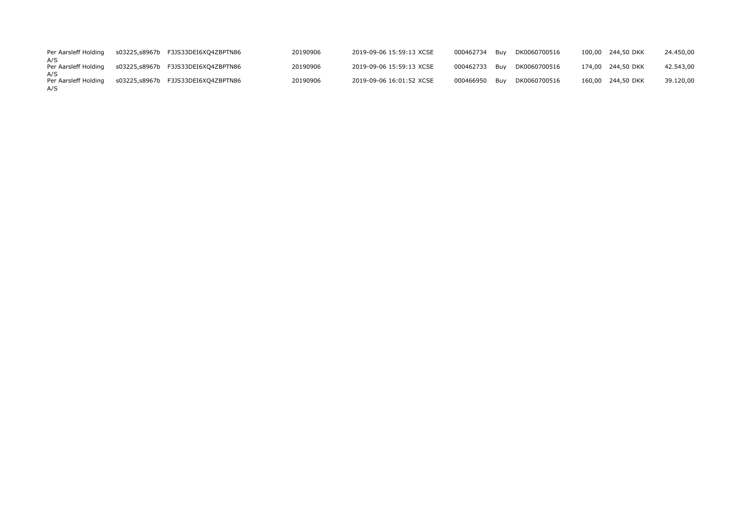| | | | | | | | | | | |
|---|---|---|---|---|---|---|---|---|---|---|
| Per Aarsleff Holding A/S | s03225,s8967b | F3JS33DEI6XQ4ZBPTN86 | 20190906 | 2019-09-06 15:59:13 XCSE | 000462734 | Buy | DK0060700516 | 100,00 | 244,50 DKK | 24.450,00 |
| Per Aarsleff Holding A/S | s03225,s8967b | F3JS33DEI6XQ4ZBPTN86 | 20190906 | 2019-09-06 15:59:13 XCSE | 000462733 | Buy | DK0060700516 | 174,00 | 244,50 DKK | 42.543,00 |
| Per Aarsleff Holding A/S | s03225,s8967b | F3JS33DEI6XQ4ZBPTN86 | 20190906 | 2019-09-06 16:01:52 XCSE | 000466950 | Buy | DK0060700516 | 160,00 | 244,50 DKK | 39.120,00 |